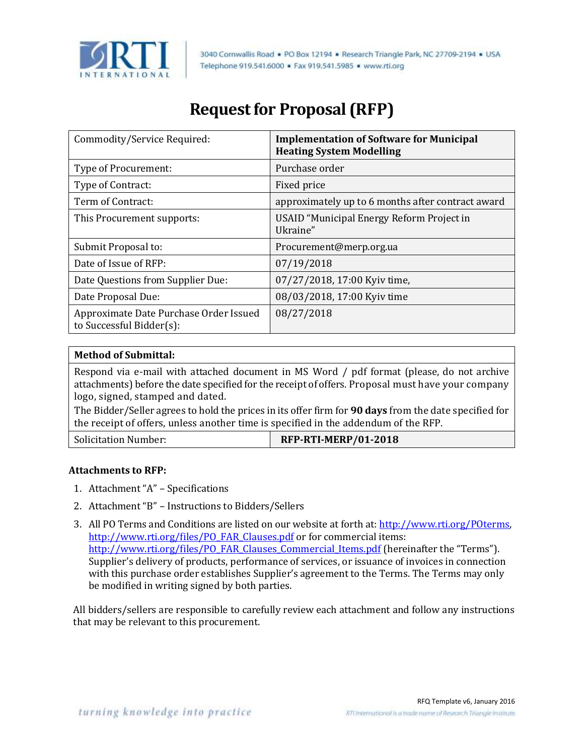RTI INTERNATIONAL

3040 Cornwallis Road ▪ PO Box 12194 ▪ Research Triangle Park, NC 27709-2194 ▪ USA
Telephone 919.541.6000 ▪ Fax 919.541.5985 ▪ www.rti.org

# Request for Proposal (RFP)

| Commodity/Service Required: | **Implementation of Software for Municipal Heating System Modelling** |
|---|---|
| Type of Procurement: | Purchase order |
| Type of Contract: | Fixed price |
| Term of Contract: | approximately up to 6 months after contract award |
| This Procurement supports: | USAID "Municipal Energy Reform Project in Ukraine" |
| Submit Proposal to: | Procurement@merp.org.ua |
| Date of Issue of RFP: | 07/19/2018 |
| Date Questions from Supplier Due: | 07/27/2018, 17:00 Kyiv time, |
| Date Proposal Due: | 08/03/2018, 17:00 Kyiv time |
| Approximate Date Purchase Order Issued to Successful Bidder(s): | 08/27/2018 |

| **Method of Submittal:** | |
|---|---|
| Respond via e-mail with attached document in MS Word / pdf format (please, do not archive attachments) before the date specified for the receipt of offers. Proposal must have your company logo, signed, stamped and dated. The Bidder/Seller agrees to hold the prices in its offer firm for **90 days** from the date specified for the receipt of offers, unless another time is specified in the addendum of the RFP. | |
| Solicitation Number: | **RFP-RTI-MERP/01-2018** |

**Attachments to RFP:**

1. Attachment "A" – Specifications
2. Attachment "B" – Instructions to Bidders/Sellers
3. All PO Terms and Conditions are listed on our website at forth at: http://www.rti.org/POterms, http://www.rti.org/files/PO_FAR_Clauses.pdf or for commercial items: http://www.rti.org/files/PO_FAR_Clauses_Commercial_Items.pdf (hereinafter the "Terms"). Supplier's delivery of products, performance of services, or issuance of invoices in connection with this purchase order establishes Supplier's agreement to the Terms. The Terms may only be modified in writing signed by both parties.

All bidders/sellers are responsible to carefully review each attachment and follow any instructions that may be relevant to this procurement.

RFQ Template v6, January 2016

*turning knowledge into practice*

*RTI International is a trade name of Research Triangle Institute.*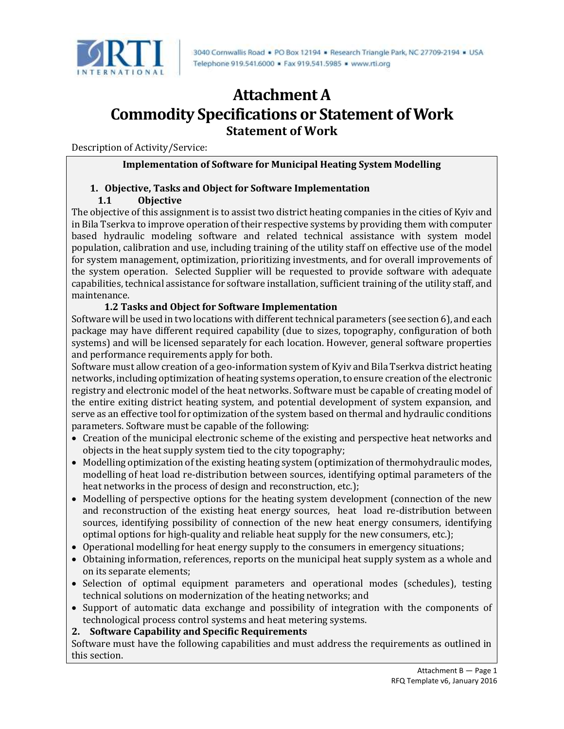# Attachment A
# Commodity Specifications or Statement of Work
## Statement of Work

Description of Activity/Service:

**Implementation of Software for Municipal Heating System Modelling**

### 1. Objective, Tasks and Object for Software Implementation

#### 1.1 Objective

The objective of this assignment is to assist two district heating companies in the cities of Kyiv and in Bila Tserkva to improve operation of their respective systems by providing them with computer based hydraulic modeling software and related technical assistance with system model population, calibration and use, including training of the utility staff on effective use of the model for system management, optimization, prioritizing investments, and for overall improvements of the system operation. Selected Supplier will be requested to provide software with adequate capabilities, technical assistance for software installation, sufficient training of the utility staff, and maintenance.

#### 1.2 Tasks and Object for Software Implementation

Software will be used in two locations with different technical parameters (see section 6), and each package may have different required capability (due to sizes, topography, configuration of both systems) and will be licensed separately for each location. However, general software properties and performance requirements apply for both.

Software must allow creation of a geo-information system of Kyiv and Bila Tserkva district heating networks, including optimization of heating systems operation, to ensure creation of the electronic registry and electronic model of the heat networks. Software must be capable of creating model of the entire exiting district heating system, and potential development of system expansion, and serve as an effective tool for optimization of the system based on thermal and hydraulic conditions parameters. Software must be capable of the following:

- Creation of the municipal electronic scheme of the existing and perspective heat networks and objects in the heat supply system tied to the city topography;
- Modelling optimization of the existing heating system (optimization of thermohydraulic modes, modelling of heat load re-distribution between sources, identifying optimal parameters of the heat networks in the process of design and reconstruction, etc.);
- Modelling of perspective options for the heating system development (connection of the new and reconstruction of the existing heat energy sources, heat load re-distribution between sources, identifying possibility of connection of the new heat energy consumers, identifying optimal options for high-quality and reliable heat supply for the new consumers, etc.);
- Operational modelling for heat energy supply to the consumers in emergency situations;
- Obtaining information, references, reports on the municipal heat supply system as a whole and on its separate elements;
- Selection of optimal equipment parameters and operational modes (schedules), testing technical solutions on modernization of the heating networks; and
- Support of automatic data exchange and possibility of integration with the components of technological process control systems and heat metering systems.

### 2. Software Capability and Specific Requirements

Software must have the following capabilities and must address the requirements as outlined in this section.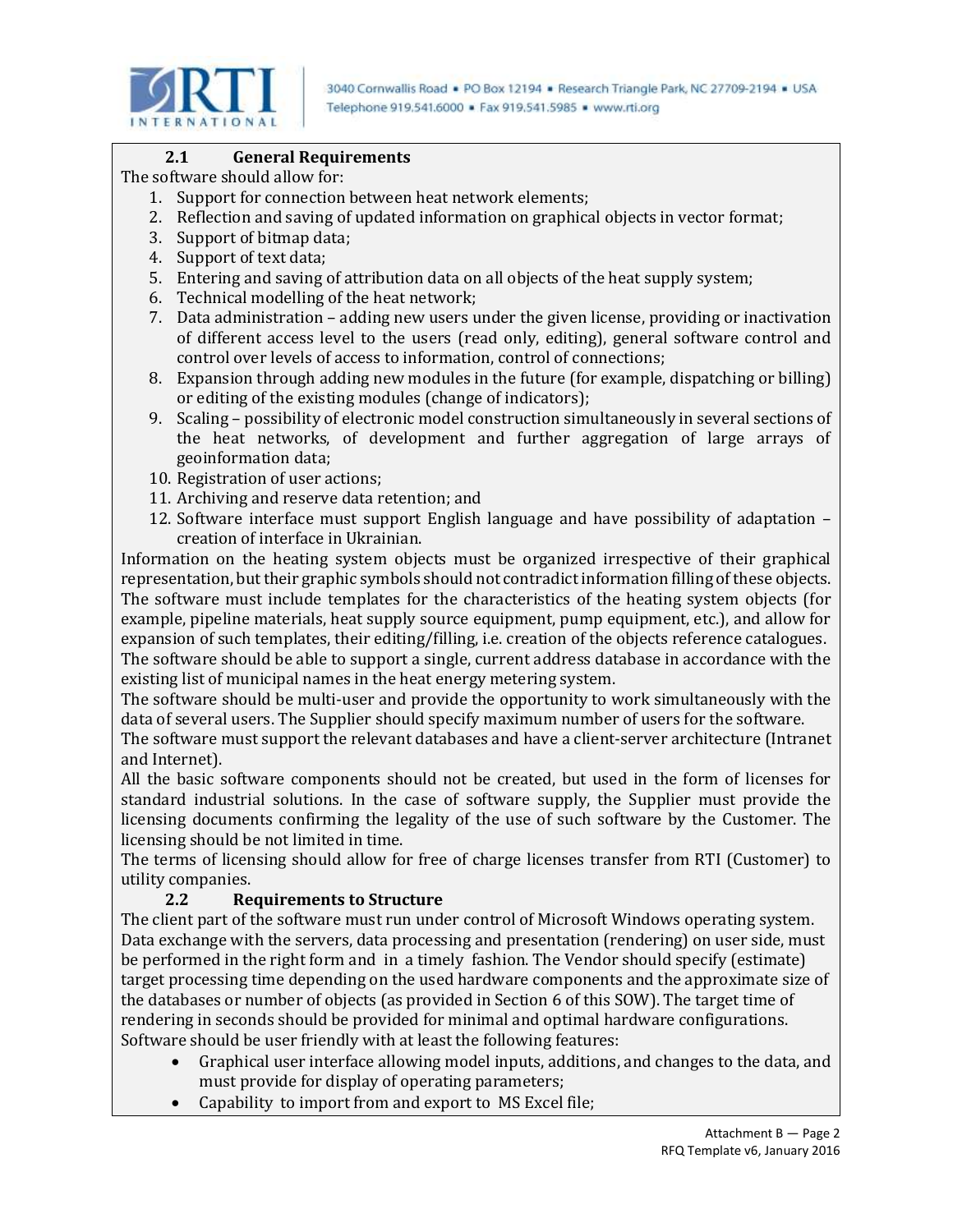### 2.1 General Requirements

The software should allow for:

1. Support for connection between heat network elements;
2. Reflection and saving of updated information on graphical objects in vector format;
3. Support of bitmap data;
4. Support of text data;
5. Entering and saving of attribution data on all objects of the heat supply system;
6. Technical modelling of the heat network;
7. Data administration – adding new users under the given license, providing or inactivation of different access level to the users (read only, editing), general software control and control over levels of access to information, control of connections;
8. Expansion through adding new modules in the future (for example, dispatching or billing) or editing of the existing modules (change of indicators);
9. Scaling – possibility of electronic model construction simultaneously in several sections of the heat networks, of development and further aggregation of large arrays of geoinformation data;
10. Registration of user actions;
11. Archiving and reserve data retention; and
12. Software interface must support English language and have possibility of adaptation – creation of interface in Ukrainian.

Information on the heating system objects must be organized irrespective of their graphical representation, but their graphic symbols should not contradict information filling of these objects.

The software must include templates for the characteristics of the heating system objects (for example, pipeline materials, heat supply source equipment, pump equipment, etc.), and allow for expansion of such templates, their editing/filling, i.e. creation of the objects reference catalogues.

The software should be able to support a single, current address database in accordance with the existing list of municipal names in the heat energy metering system.

The software should be multi-user and provide the opportunity to work simultaneously with the data of several users. The Supplier should specify maximum number of users for the software.

The software must support the relevant databases and have a client-server architecture (Intranet and Internet).

All the basic software components should not be created, but used in the form of licenses for standard industrial solutions. In the case of software supply, the Supplier must provide the licensing documents confirming the legality of the use of such software by the Customer. The licensing should be not limited in time.

The terms of licensing should allow for free of charge licenses transfer from RTI (Customer) to utility companies.

### 2.2 Requirements to Structure

The client part of the software must run under control of Microsoft Windows operating system. Data exchange with the servers, data processing and presentation (rendering) on user side, must be performed in the right form and in a timely fashion. The Vendor should specify (estimate) target processing time depending on the used hardware components and the approximate size of the databases or number of objects (as provided in Section 6 of this SOW). The target time of rendering in seconds should be provided for minimal and optimal hardware configurations.

Software should be user friendly with at least the following features:

- Graphical user interface allowing model inputs, additions, and changes to the data, and must provide for display of operating parameters;
- Capability to import from and export to MS Excel file;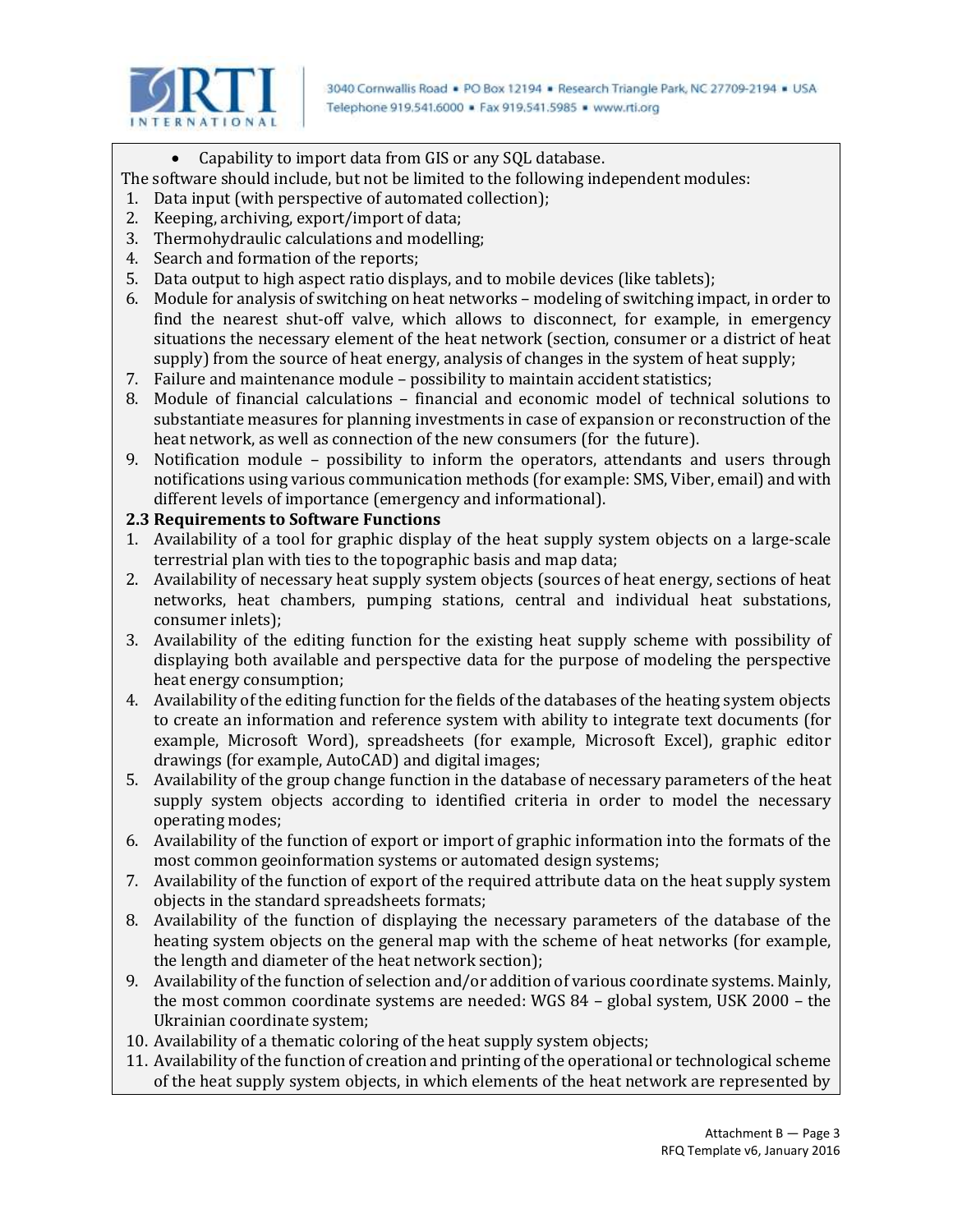- Capability to import data from GIS or any SQL database.

The software should include, but not be limited to the following independent modules:

1. Data input (with perspective of automated collection);
2. Keeping, archiving, export/import of data;
3. Thermohydraulic calculations and modelling;
4. Search and formation of the reports;
5. Data output to high aspect ratio displays, and to mobile devices (like tablets);
6. Module for analysis of switching on heat networks – modeling of switching impact, in order to find the nearest shut-off valve, which allows to disconnect, for example, in emergency situations the necessary element of the heat network (section, consumer or a district of heat supply) from the source of heat energy, analysis of changes in the system of heat supply;
7. Failure and maintenance module – possibility to maintain accident statistics;
8. Module of financial calculations – financial and economic model of technical solutions to substantiate measures for planning investments in case of expansion or reconstruction of the heat network, as well as connection of the new consumers (for the future).
9. Notification module – possibility to inform the operators, attendants and users through notifications using various communication methods (for example: SMS, Viber, email) and with different levels of importance (emergency and informational).

**2.3 Requirements to Software Functions**

1. Availability of a tool for graphic display of the heat supply system objects on a large-scale terrestrial plan with ties to the topographic basis and map data;
2. Availability of necessary heat supply system objects (sources of heat energy, sections of heat networks, heat chambers, pumping stations, central and individual heat substations, consumer inlets);
3. Availability of the editing function for the existing heat supply scheme with possibility of displaying both available and perspective data for the purpose of modeling the perspective heat energy consumption;
4. Availability of the editing function for the fields of the databases of the heating system objects to create an information and reference system with ability to integrate text documents (for example, Microsoft Word), spreadsheets (for example, Microsoft Excel), graphic editor drawings (for example, AutoCAD) and digital images;
5. Availability of the group change function in the database of necessary parameters of the heat supply system objects according to identified criteria in order to model the necessary operating modes;
6. Availability of the function of export or import of graphic information into the formats of the most common geoinformation systems or automated design systems;
7. Availability of the function of export of the required attribute data on the heat supply system objects in the standard spreadsheets formats;
8. Availability of the function of displaying the necessary parameters of the database of the heating system objects on the general map with the scheme of heat networks (for example, the length and diameter of the heat network section);
9. Availability of the function of selection and/or addition of various coordinate systems. Mainly, the most common coordinate systems are needed: WGS 84 – global system, USK 2000 – the Ukrainian coordinate system;
10. Availability of a thematic coloring of the heat supply system objects;
11. Availability of the function of creation and printing of the operational or technological scheme of the heat supply system objects, in which elements of the heat network are represented by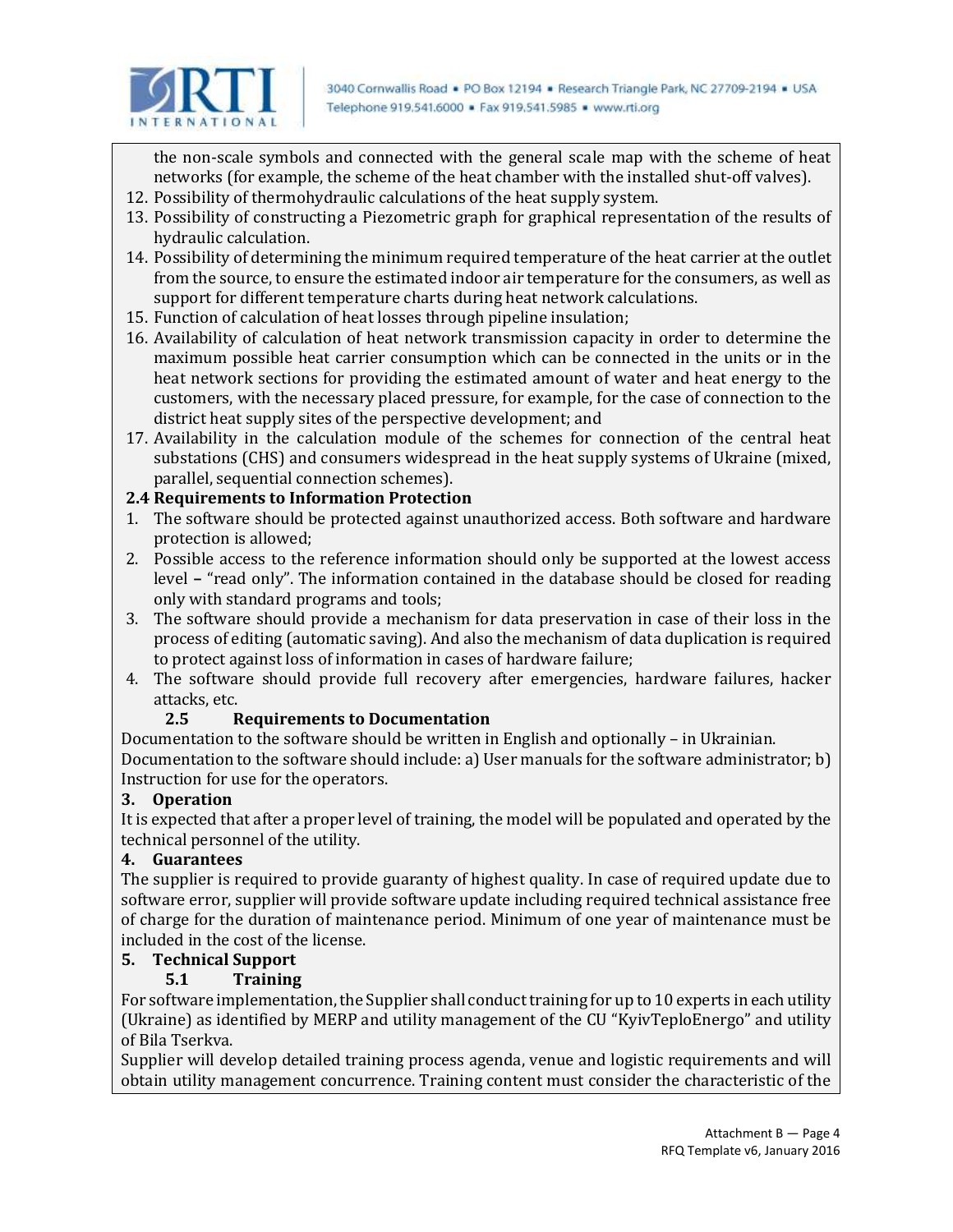the non-scale symbols and connected with the general scale map with the scheme of heat networks (for example, the scheme of the heat chamber with the installed shut-off valves).

12. Possibility of thermohydraulic calculations of the heat supply system.
13. Possibility of constructing a Piezometric graph for graphical representation of the results of hydraulic calculation.
14. Possibility of determining the minimum required temperature of the heat carrier at the outlet from the source, to ensure the estimated indoor air temperature for the consumers, as well as support for different temperature charts during heat network calculations.
15. Function of calculation of heat losses through pipeline insulation;
16. Availability of calculation of heat network transmission capacity in order to determine the maximum possible heat carrier consumption which can be connected in the units or in the heat network sections for providing the estimated amount of water and heat energy to the customers, with the necessary placed pressure, for example, for the case of connection to the district heat supply sites of the perspective development; and
17. Availability in the calculation module of the schemes for connection of the central heat substations (CHS) and consumers widespread in the heat supply systems of Ukraine (mixed, parallel, sequential connection schemes).

### 2.4 Requirements to Information Protection

1. The software should be protected against unauthorized access. Both software and hardware protection is allowed;
2. Possible access to the reference information should only be supported at the lowest access level – "read only". The information contained in the database should be closed for reading only with standard programs and tools;
3. The software should provide a mechanism for data preservation in case of their loss in the process of editing (automatic saving). And also the mechanism of data duplication is required to protect against loss of information in cases of hardware failure;
4. The software should provide full recovery after emergencies, hardware failures, hacker attacks, etc.

### 2.5 Requirements to Documentation

Documentation to the software should be written in English and optionally – in Ukrainian.

Documentation to the software should include: a) User manuals for the software administrator; b) Instruction for use for the operators.

## 3. Operation

It is expected that after a proper level of training, the model will be populated and operated by the technical personnel of the utility.

## 4. Guarantees

The supplier is required to provide guaranty of highest quality. In case of required update due to software error, supplier will provide software update including required technical assistance free of charge for the duration of maintenance period. Minimum of one year of maintenance must be included in the cost of the license.

## 5. Technical Support

### 5.1 Training

For software implementation, the Supplier shall conduct training for up to 10 experts in each utility (Ukraine) as identified by MERP and utility management of the CU "KyivTeploEnergo" and utility of Bila Tserkva.

Supplier will develop detailed training process agenda, venue and logistic requirements and will obtain utility management concurrence. Training content must consider the characteristic of the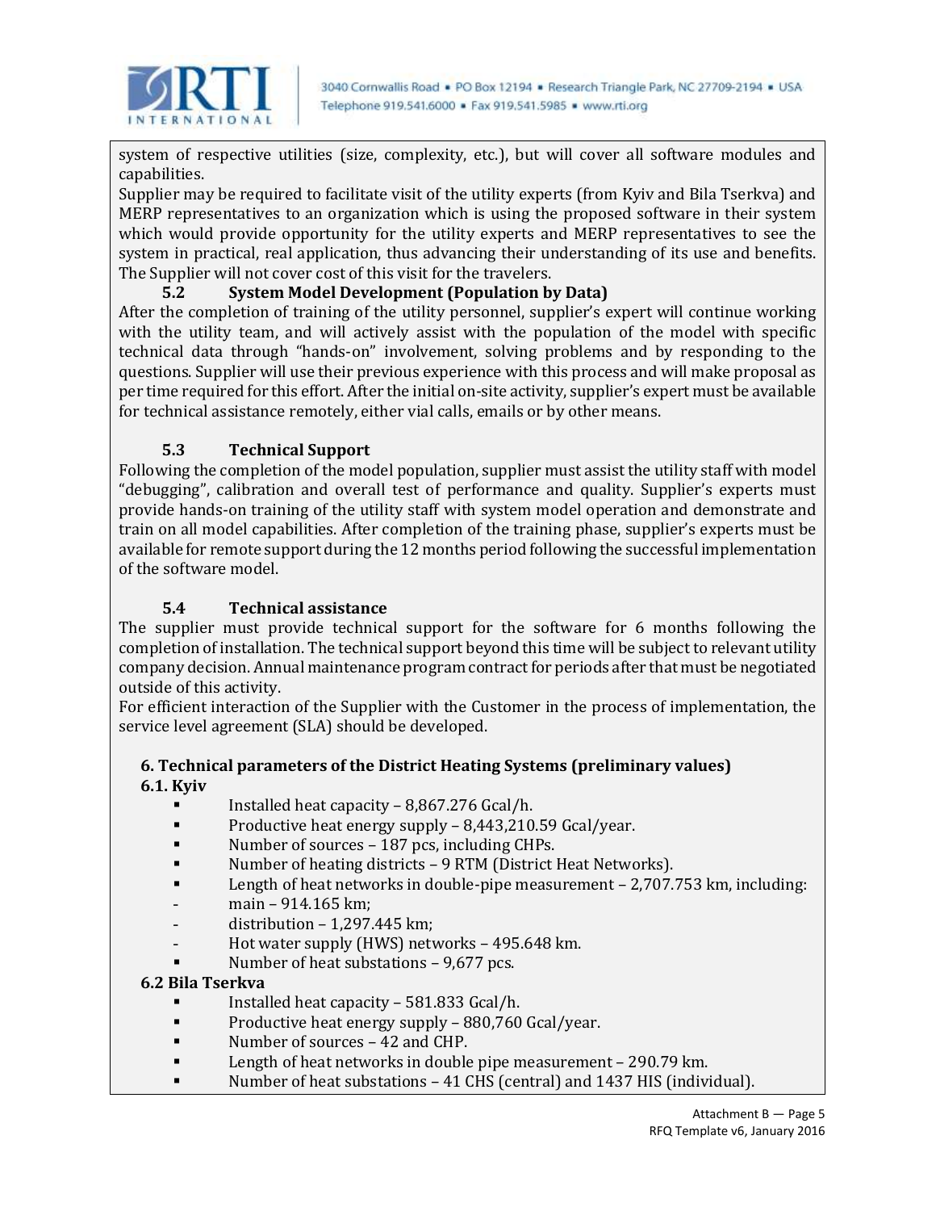system of respective utilities (size, complexity, etc.), but will cover all software modules and capabilities.

Supplier may be required to facilitate visit of the utility experts (from Kyiv and Bila Tserkva) and MERP representatives to an organization which is using the proposed software in their system which would provide opportunity for the utility experts and MERP representatives to see the system in practical, real application, thus advancing their understanding of its use and benefits. The Supplier will not cover cost of this visit for the travelers.

### 5.2 System Model Development (Population by Data)

After the completion of training of the utility personnel, supplier's expert will continue working with the utility team, and will actively assist with the population of the model with specific technical data through "hands-on" involvement, solving problems and by responding to the questions. Supplier will use their previous experience with this process and will make proposal as per time required for this effort. After the initial on-site activity, supplier's expert must be available for technical assistance remotely, either vial calls, emails or by other means.

### 5.3 Technical Support

Following the completion of the model population, supplier must assist the utility staff with model "debugging", calibration and overall test of performance and quality. Supplier's experts must provide hands-on training of the utility staff with system model operation and demonstrate and train on all model capabilities. After completion of the training phase, supplier's experts must be available for remote support during the 12 months period following the successful implementation of the software model.

### 5.4 Technical assistance

The supplier must provide technical support for the software for 6 months following the completion of installation. The technical support beyond this time will be subject to relevant utility company decision. Annual maintenance program contract for periods after that must be negotiated outside of this activity.

For efficient interaction of the Supplier with the Customer in the process of implementation, the service level agreement (SLA) should be developed.

## 6. Technical parameters of the District Heating Systems (preliminary values)

### 6.1. Kyiv

- Installed heat capacity – 8,867.276 Gcal/h.
- Productive heat energy supply – 8,443,210.59 Gcal/year.
- Number of sources – 187 pcs, including CHPs.
- Number of heating districts – 9 RTM (District Heat Networks).
- Length of heat networks in double-pipe measurement – 2,707.753 km, including:
  - main – 914.165 km;
  - distribution – 1,297.445 km;
  - Hot water supply (HWS) networks – 495.648 km.
- Number of heat substations – 9,677 pcs.

### 6.2 Bila Tserkva

- Installed heat capacity – 581.833 Gcal/h.
- Productive heat energy supply – 880,760 Gcal/year.
- Number of sources – 42 and CHP.
- Length of heat networks in double pipe measurement – 290.79 km.
- Number of heat substations – 41 CHS (central) and 1437 HIS (individual).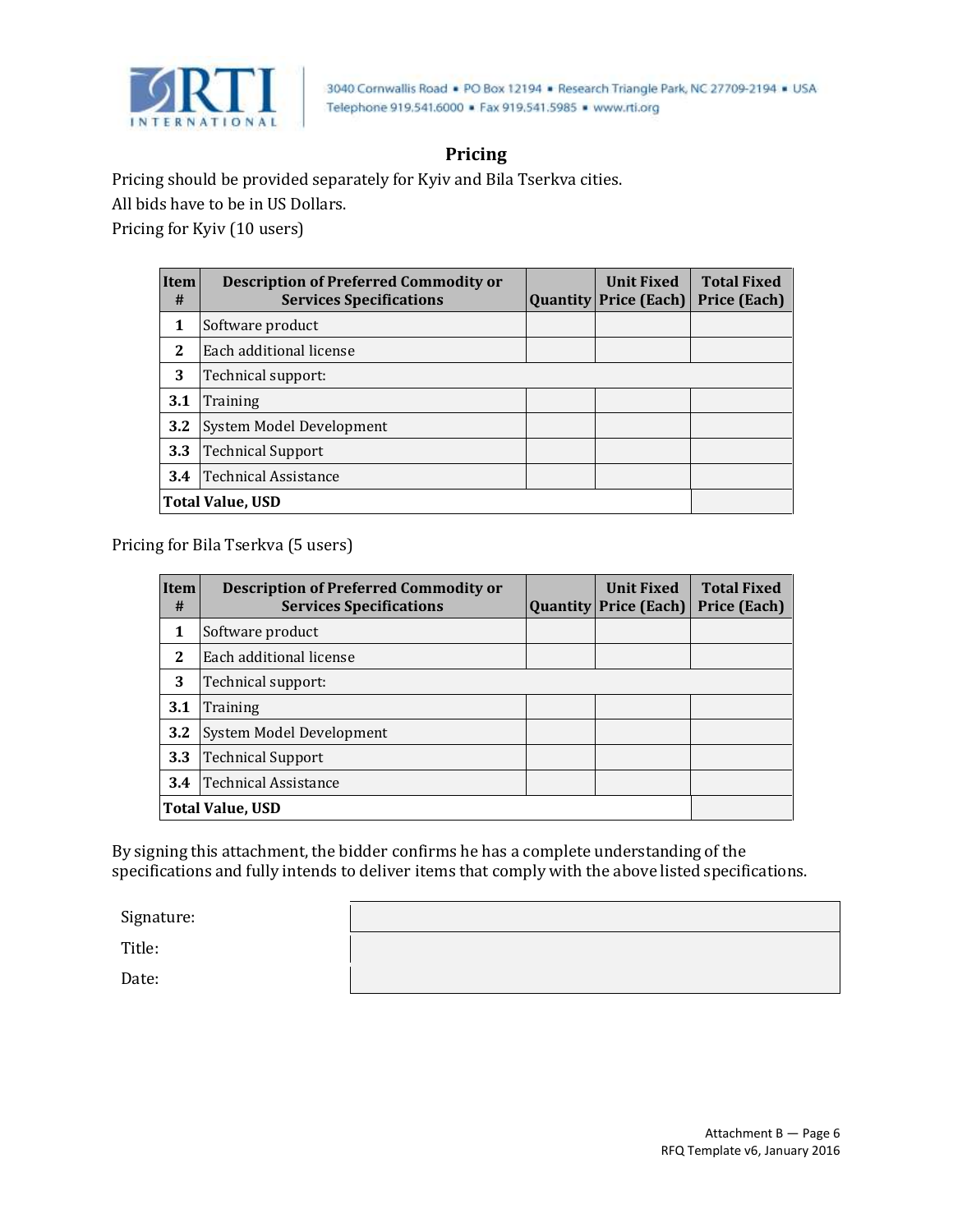## Pricing

Pricing should be provided separately for Kyiv and Bila Tserkva cities.

All bids have to be in US Dollars.

Pricing for Kyiv (10 users)

| Item # | Description of Preferred Commodity or Services Specifications | Quantity | Unit Fixed Price (Each) | Total Fixed Price (Each) |
|---|---|---|---|---|
| 1 | Software product | | | |
| 2 | Each additional license | | | |
| 3 | Technical support: | | | |
| 3.1 | Training | | | |
| 3.2 | System Model Development | | | |
| 3.3 | Technical Support | | | |
| 3.4 | Technical Assistance | | | |
| **Total Value, USD** | | | | |

Pricing for Bila Tserkva (5 users)

| Item # | Description of Preferred Commodity or Services Specifications | Quantity | Unit Fixed Price (Each) | Total Fixed Price (Each) |
|---|---|---|---|---|
| 1 | Software product | | | |
| 2 | Each additional license | | | |
| 3 | Technical support: | | | |
| 3.1 | Training | | | |
| 3.2 | System Model Development | | | |
| 3.3 | Technical Support | | | |
| 3.4 | Technical Assistance | | | |
| **Total Value, USD** | | | | |

By signing this attachment, the bidder confirms he has a complete understanding of the specifications and fully intends to deliver items that comply with the above listed specifications.

| | |
|---|---|
| Signature: | |
| Title: | |
| Date: | |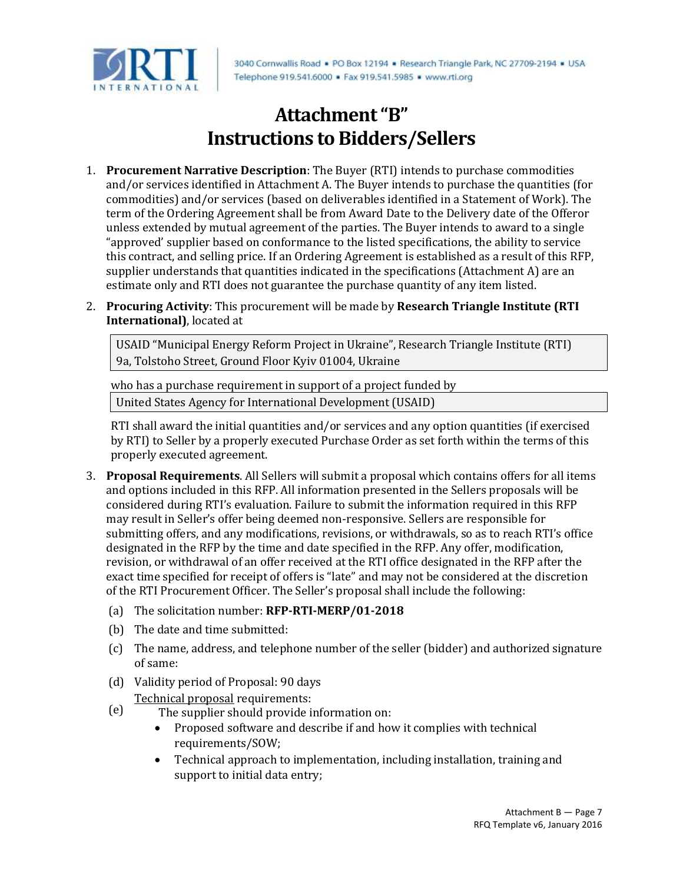# Attachment "B"
# Instructions to Bidders/Sellers

1. **Procurement Narrative Description**: The Buyer (RTI) intends to purchase commodities and/or services identified in Attachment A. The Buyer intends to purchase the quantities (for commodities) and/or services (based on deliverables identified in a Statement of Work). The term of the Ordering Agreement shall be from Award Date to the Delivery date of the Offeror unless extended by mutual agreement of the parties. The Buyer intends to award to a single 'approved' supplier based on conformance to the listed specifications, the ability to service this contract, and selling price. If an Ordering Agreement is established as a result of this RFP, supplier understands that quantities indicated in the specifications (Attachment A) are an estimate only and RTI does not guarantee the purchase quantity of any item listed.

2. **Procuring Activity**: This procurement will be made by **Research Triangle Institute (RTI International)**, located at

   | USAID "Municipal Energy Reform Project in Ukraine", Research Triangle Institute (RTI) 9a, Tolstoho Street, Ground Floor Kyiv 01004, Ukraine |
   | --- |

   who has a purchase requirement in support of a project funded by

   | United States Agency for International Development (USAID) |
   | --- |

   RTI shall award the initial quantities and/or services and any option quantities (if exercised by RTI) to Seller by a properly executed Purchase Order as set forth within the terms of this properly executed agreement.

3. **Proposal Requirements**. All Sellers will submit a proposal which contains offers for all items and options included in this RFP. All information presented in the Sellers proposals will be considered during RTI's evaluation. Failure to submit the information required in this RFP may result in Seller's offer being deemed non-responsive. Sellers are responsible for submitting offers, and any modifications, revisions, or withdrawals, so as to reach RTI's office designated in the RFP by the time and date specified in the RFP. Any offer, modification, revision, or withdrawal of an offer received at the RTI office designated in the RFP after the exact time specified for receipt of offers is "late" and may not be considered at the discretion of the RTI Procurement Officer. The Seller's proposal shall include the following:

   (a) The solicitation number: **RFP-RTI-MERP/01-2018**

   (b) The date and time submitted:

   (c) The name, address, and telephone number of the seller (bidder) and authorized signature of same:

   (d) Validity period of Proposal: 90 days

   (e) <u>Technical proposal</u> requirements:
   The supplier should provide information on:
   - Proposed software and describe if and how it complies with technical requirements/SOW;
   - Technical approach to implementation, including installation, training and support to initial data entry;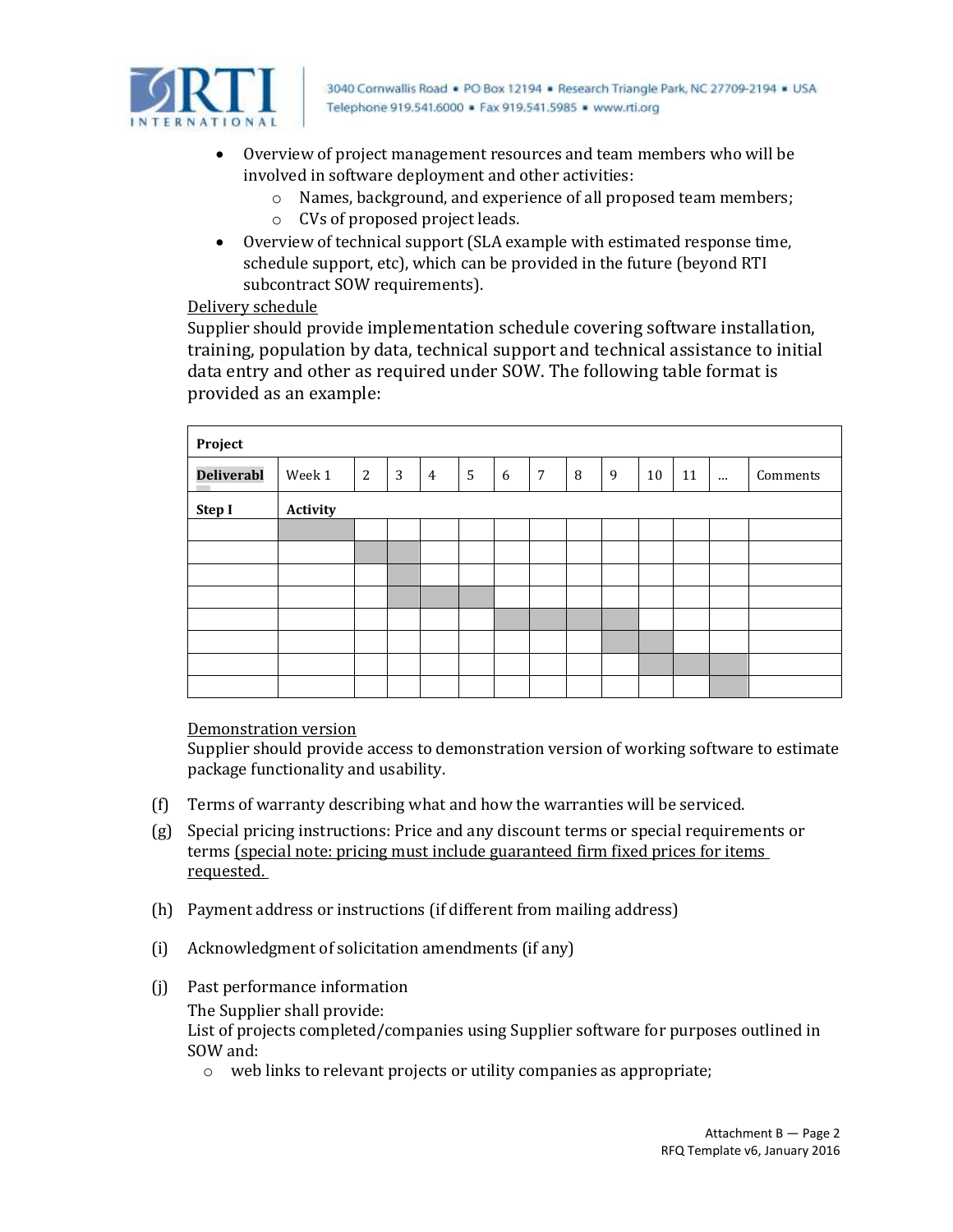- Overview of project management resources and team members who will be involved in software deployment and other activities:
    - Names, background, and experience of all proposed team members;
    - CVs of proposed project leads.
- Overview of technical support (SLA example with estimated response time, schedule support, etc), which can be provided in the future (beyond RTI subcontract SOW requirements).

Delivery schedule

Supplier should provide implementation schedule covering software installation, training, population by data, technical support and technical assistance to initial data entry and other as required under SOW. The following table format is provided as an example:

| **Project** | | | | | | | | | | | | | |
|---|---|---|---|---|---|---|---|---|---|---|---|---|---|
| **Deliverabl** | Week 1 | 2 | 3 | 4 | 5 | 6 | 7 | 8 | 9 | 10 | 11 | ... | Comments |
| **Step I** | **Activity** | | | | | | | | | | | | |
| | | | | | | | | | | | | | |
| | | | | | | | | | | | | | |
| | | | | | | | | | | | | | |
| | | | | | | | | | | | | | |
| | | | | | | | | | | | | | |
| | | | | | | | | | | | | | |
| | | | | | | | | | | | | | |
| | | | | | | | | | | | | | |

Demonstration version

Supplier should provide access to demonstration version of working software to estimate package functionality and usability.

(f) Terms of warranty describing what and how the warranties will be serviced.

(g) Special pricing instructions: Price and any discount terms or special requirements or terms (special note: pricing must include guaranteed firm fixed prices for items requested.

(h) Payment address or instructions (if different from mailing address)

(i) Acknowledgment of solicitation amendments (if any)

(j) Past performance information

The Supplier shall provide:

List of projects completed/companies using Supplier software for purposes outlined in SOW and:

- web links to relevant projects or utility companies as appropriate;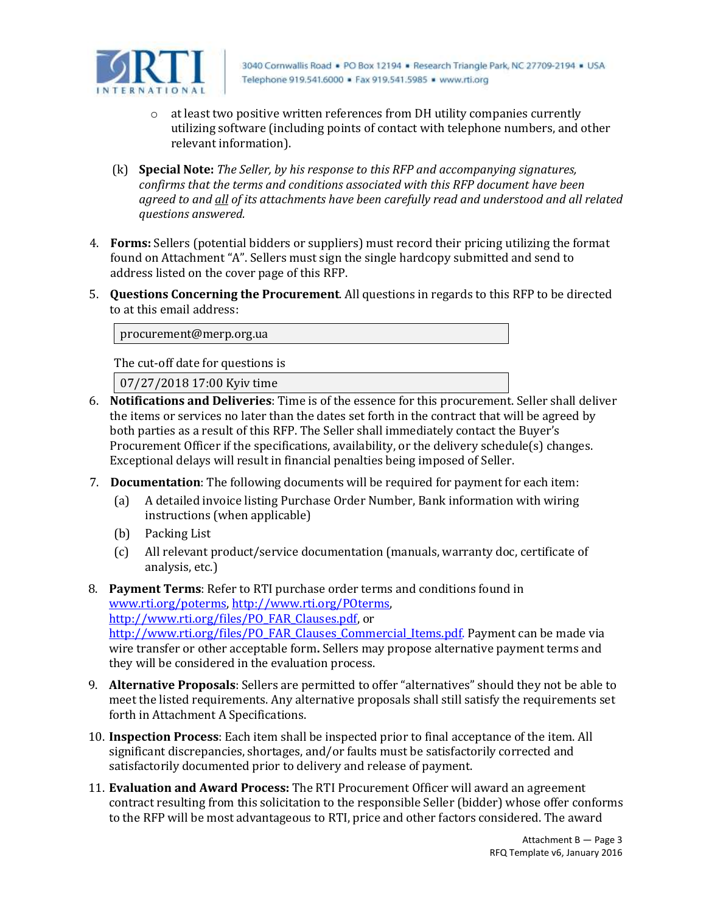- at least two positive written references from DH utility companies currently utilizing software (including points of contact with telephone numbers, and other relevant information).

(k) **Special Note:** *The Seller, by his response to this RFP and accompanying signatures, confirms that the terms and conditions associated with this RFP document have been agreed to and* *<u>all</u>* *of its attachments have been carefully read and understood and all related questions answered.*

4. **Forms:** Sellers (potential bidders or suppliers) must record their pricing utilizing the format found on Attachment "A". Sellers must sign the single hardcopy submitted and send to address listed on the cover page of this RFP.

5. **Questions Concerning the Procurement**. All questions in regards to this RFP to be directed to at this email address:

   | procurement@merp.org.ua |
   |---|

   The cut-off date for questions is

   | 07/27/2018 17:00 Kyiv time |
   |---|

6. **Notifications and Deliveries**: Time is of the essence for this procurement. Seller shall deliver the items or services no later than the dates set forth in the contract that will be agreed by both parties as a result of this RFP. The Seller shall immediately contact the Buyer's Procurement Officer if the specifications, availability, or the delivery schedule(s) changes. Exceptional delays will result in financial penalties being imposed of Seller.

7. **Documentation**: The following documents will be required for payment for each item:
   (a) A detailed invoice listing Purchase Order Number, Bank information with wiring instructions (when applicable)
   (b) Packing List
   (c) All relevant product/service documentation (manuals, warranty doc, certificate of analysis, etc.)

8. **Payment Terms**: Refer to RTI purchase order terms and conditions found in www.rti.org/poterms, http://www.rti.org/POterms, http://www.rti.org/files/PO_FAR_Clauses.pdf, or http://www.rti.org/files/PO_FAR_Clauses_Commercial_Items.pdf. Payment can be made via wire transfer or other acceptable form**.** Sellers may propose alternative payment terms and they will be considered in the evaluation process.

9. **Alternative Proposals**: Sellers are permitted to offer "alternatives" should they not be able to meet the listed requirements. Any alternative proposals shall still satisfy the requirements set forth in Attachment A Specifications.

10. **Inspection Process**: Each item shall be inspected prior to final acceptance of the item. All significant discrepancies, shortages, and/or faults must be satisfactorily corrected and satisfactorily documented prior to delivery and release of payment.

11. **Evaluation and Award Process:** The RTI Procurement Officer will award an agreement contract resulting from this solicitation to the responsible Seller (bidder) whose offer conforms to the RFP will be most advantageous to RTI, price and other factors considered. The award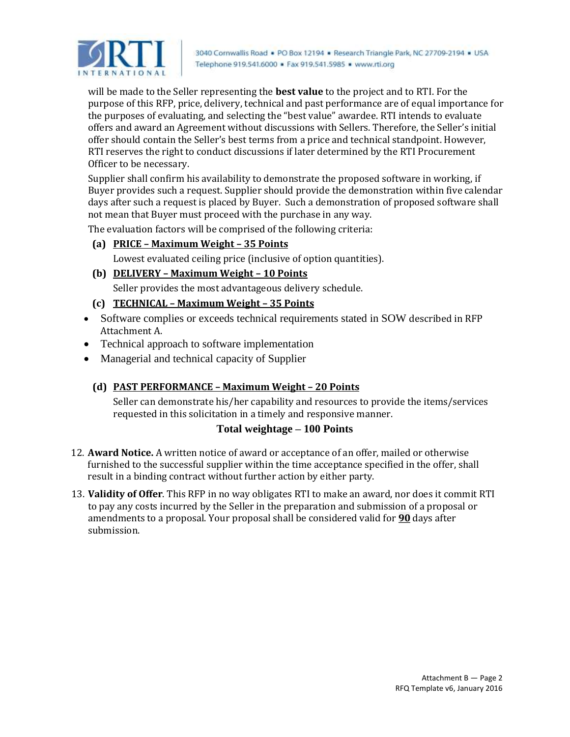will be made to the Seller representing the **best value** to the project and to RTI. For the purpose of this RFP, price, delivery, technical and past performance are of equal importance for the purposes of evaluating, and selecting the "best value" awardee. RTI intends to evaluate offers and award an Agreement without discussions with Sellers. Therefore, the Seller's initial offer should contain the Seller's best terms from a price and technical standpoint. However, RTI reserves the right to conduct discussions if later determined by the RTI Procurement Officer to be necessary.

Supplier shall confirm his availability to demonstrate the proposed software in working, if Buyer provides such a request. Supplier should provide the demonstration within five calendar days after such a request is placed by Buyer. Such a demonstration of proposed software shall not mean that Buyer must proceed with the purchase in any way.

The evaluation factors will be comprised of the following criteria:

**(a) PRICE – Maximum Weight – 35 Points**

Lowest evaluated ceiling price (inclusive of option quantities).

**(b) DELIVERY – Maximum Weight – 10 Points**

Seller provides the most advantageous delivery schedule.

**(c) TECHNICAL – Maximum Weight – 35 Points**

- Software complies or exceeds technical requirements stated in SOW described in RFP Attachment A.
- Technical approach to software implementation
- Managerial and technical capacity of Supplier

**(d) PAST PERFORMANCE – Maximum Weight – 20 Points**

Seller can demonstrate his/her capability and resources to provide the items/services requested in this solicitation in a timely and responsive manner.

**Total weightage – 100 Points**

12. **Award Notice.** A written notice of award or acceptance of an offer, mailed or otherwise furnished to the successful supplier within the time acceptance specified in the offer, shall result in a binding contract without further action by either party.

13. **Validity of Offer**. This RFP in no way obligates RTI to make an award, nor does it commit RTI to pay any costs incurred by the Seller in the preparation and submission of a proposal or amendments to a proposal. Your proposal shall be considered valid for **90** days after submission.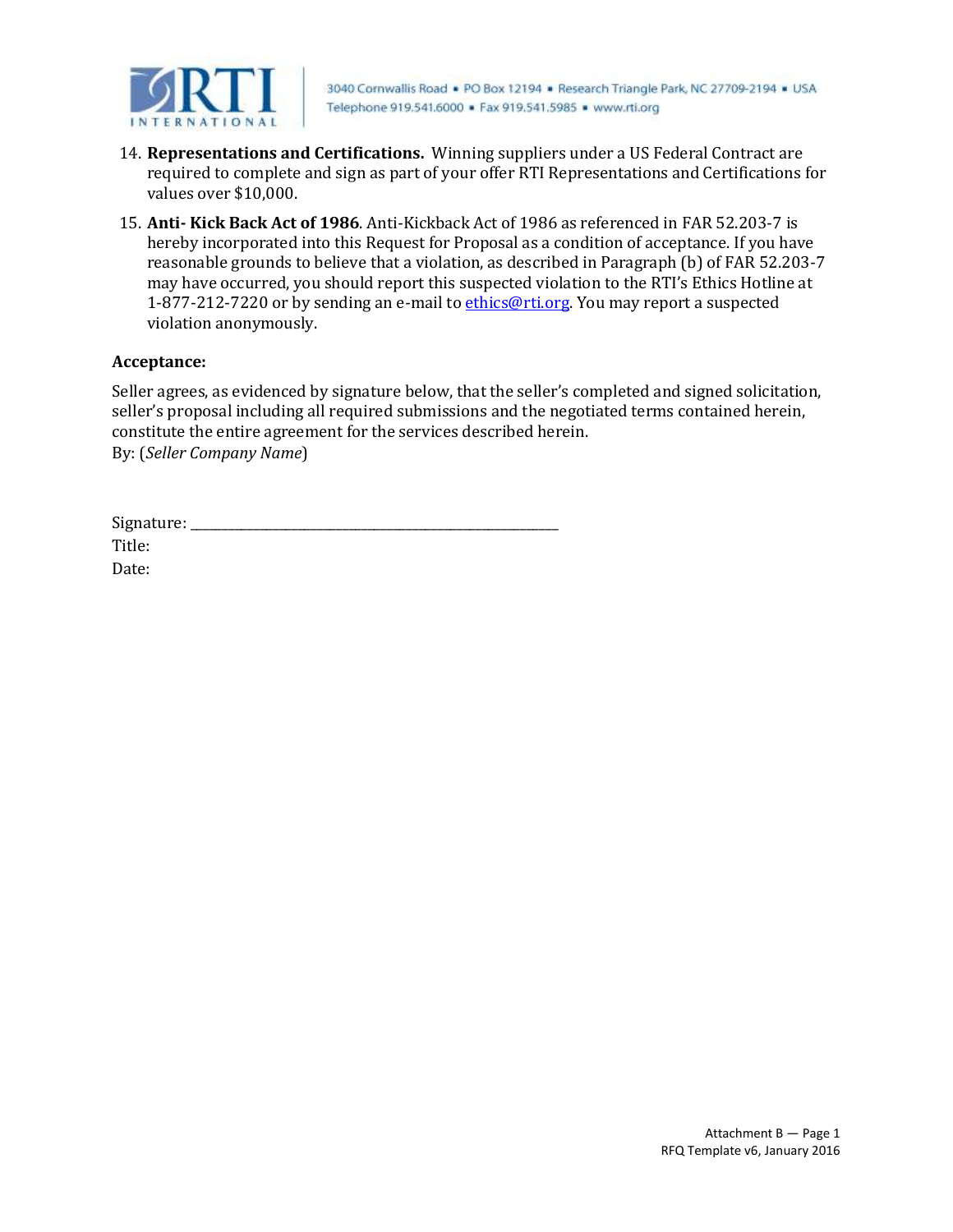14. **Representations and Certifications.** Winning suppliers under a US Federal Contract are required to complete and sign as part of your offer RTI Representations and Certifications for values over $10,000.

15. **Anti- Kick Back Act of 1986**. Anti-Kickback Act of 1986 as referenced in FAR 52.203-7 is hereby incorporated into this Request for Proposal as a condition of acceptance. If you have reasonable grounds to believe that a violation, as described in Paragraph (b) of FAR 52.203-7 may have occurred, you should report this suspected violation to the RTI's Ethics Hotline at 1-877-212-7220 or by sending an e-mail to ethics@rti.org. You may report a suspected violation anonymously.

**Acceptance:**

Seller agrees, as evidenced by signature below, that the seller's completed and signed solicitation, seller's proposal including all required submissions and the negotiated terms contained herein, constitute the entire agreement for the services described herein.
By: (*Seller Company Name*)

Signature: ______________________________________________

Title:

Date: